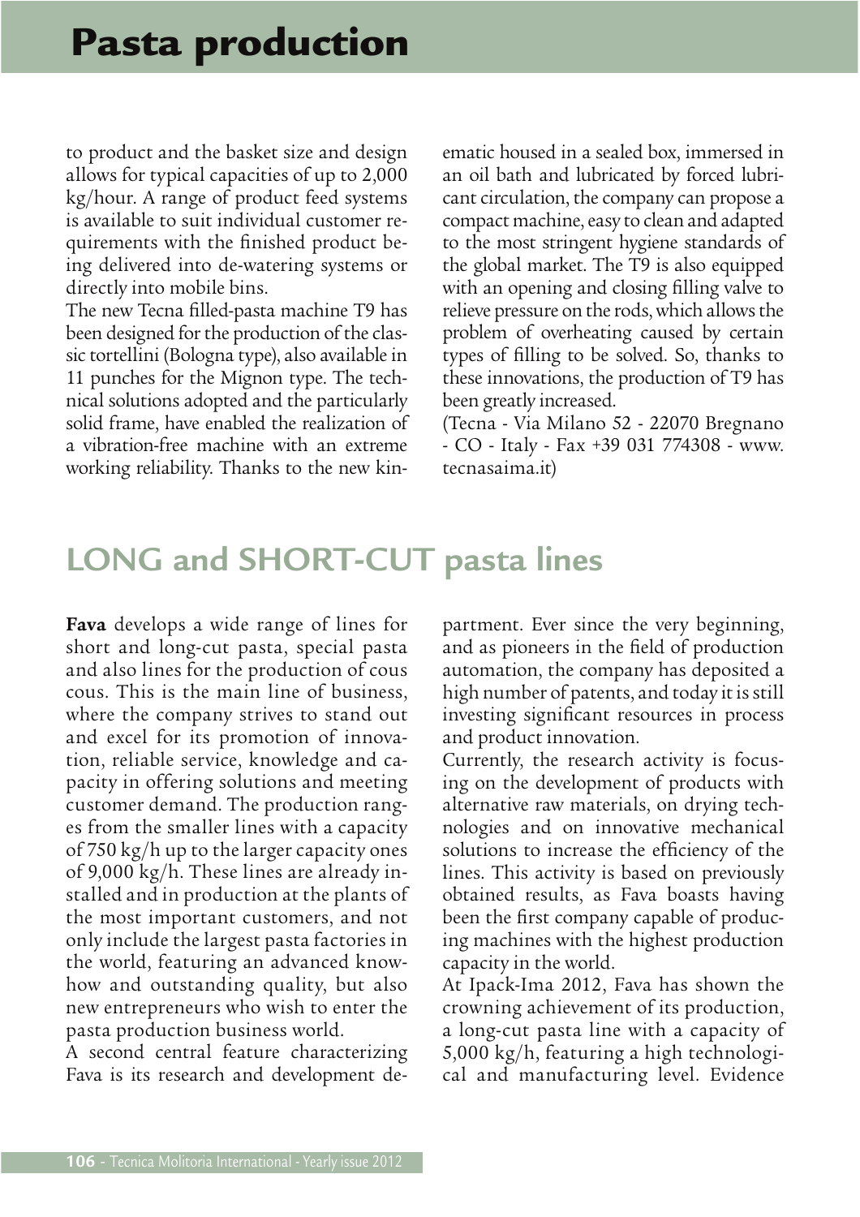to product and the basket size and design allows for typical capacities of up to 2,000 kg/hour. A range of product feed systems is available to suit individual customer requirements with the finished product being delivered into de-watering systems or directly into mobile bins.

The new Tecna filled-pasta machine T9 has been designed for the production of the classic tortellini (Bologna type), also available in 11 punches for the Mignon type. The technical solutions adopted and the particularly solid frame, have enabled the realization of a vibration-free machine with an extreme working reliability. Thanks to the new kinematic housed in a sealed box, immersed in an oil bath and lubricated by forced lubricant circulation, the company can propose a compact machine, easy to clean and adapted to the most stringent hygiene standards of the global market. The T9 is also equipped with an opening and closing filling valve to relieve pressure on the rods, which allows the problem of overheating caused by certain types of filling to be solved. So, thanks to these innovations, the production of T9 has been greatly increased.

(Tecna - Via Milano 52 - 22070 Bregnano - CO - Italy - Fax +39 031 774308 - www.tecnasaima.it)

## LONG and SHORT-CUT pasta lines

**Fava** develops a wide range of lines for short and long-cut pasta, special pasta and also lines for the production of cous cous. This is the main line of business, where the company strives to stand out and excel for its promotion of innovation, reliable service, knowledge and capacity in offering solutions and meeting customer demand. The production ranges from the smaller lines with a capacity of 750 kg/h up to the larger capacity ones of 9,000 kg/h. These lines are already installed and in production at the plants of the most important customers, and not only include the largest pasta factories in the world, featuring an advanced know-how and outstanding quality, but also new entrepreneurs who wish to enter the pasta production business world.

A second central feature characterizing Fava is its research and development department. Ever since the very beginning, and as pioneers in the field of production automation, the company has deposited a high number of patents, and today it is still investing significant resources in process and product innovation.

Currently, the research activity is focusing on the development of products with alternative raw materials, on drying technologies and on innovative mechanical solutions to increase the efficiency of the lines. This activity is based on previously obtained results, as Fava boasts having been the first company capable of producing machines with the highest production capacity in the world.

At Ipack-Ima 2012, Fava has shown the crowning achievement of its production, a long-cut pasta line with a capacity of 5,000 kg/h, featuring a high technological and manufacturing level. Evidence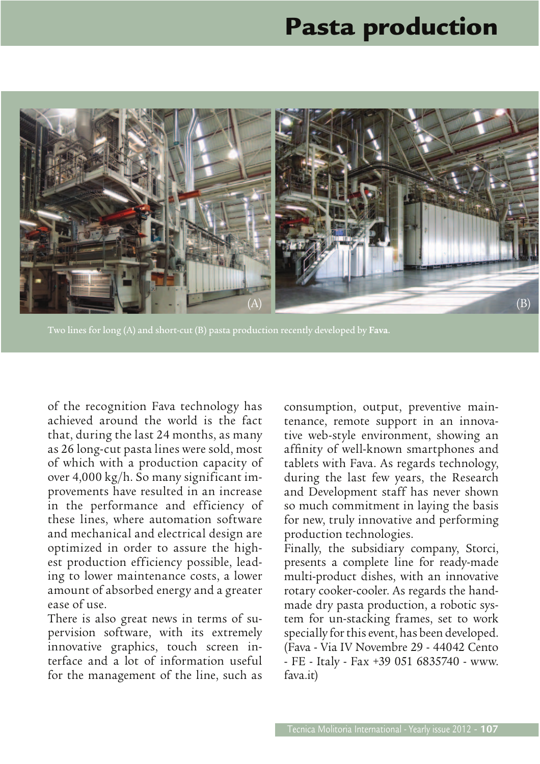Two lines for long (A) and short-cut (B) pasta production recently developed by **Fava**.

of the recognition Fava technology has achieved around the world is the fact that, during the last 24 months, as many as 26 long-cut pasta lines were sold, most of which with a production capacity of over 4,000 kg/h. So many significant improvements have resulted in an increase in the performance and efficiency of these lines, where automation software and mechanical and electrical design are optimized in order to assure the highest production efficiency possible, leading to lower maintenance costs, a lower amount of absorbed energy and a greater ease of use.

There is also great news in terms of supervision software, with its extremely innovative graphics, touch screen interface and a lot of information useful for the management of the line, such as consumption, output, preventive maintenance, remote support in an innovative web-style environment, showing an affinity of well-known smartphones and tablets with Fava. As regards technology, during the last few years, the Research and Development staff has never shown so much commitment in laying the basis for new, truly innovative and performing production technologies.

Finally, the subsidiary company, Storci, presents a complete line for ready-made multi-product dishes, with an innovative rotary cooker-cooler. As regards the handmade dry pasta production, a robotic system for un-stacking frames, set to work specially for this event, has been developed. (Fava - Via IV Novembre 29 - 44042 Cento - FE - Italy - Fax +39 051 6835740 - www.fava.it)